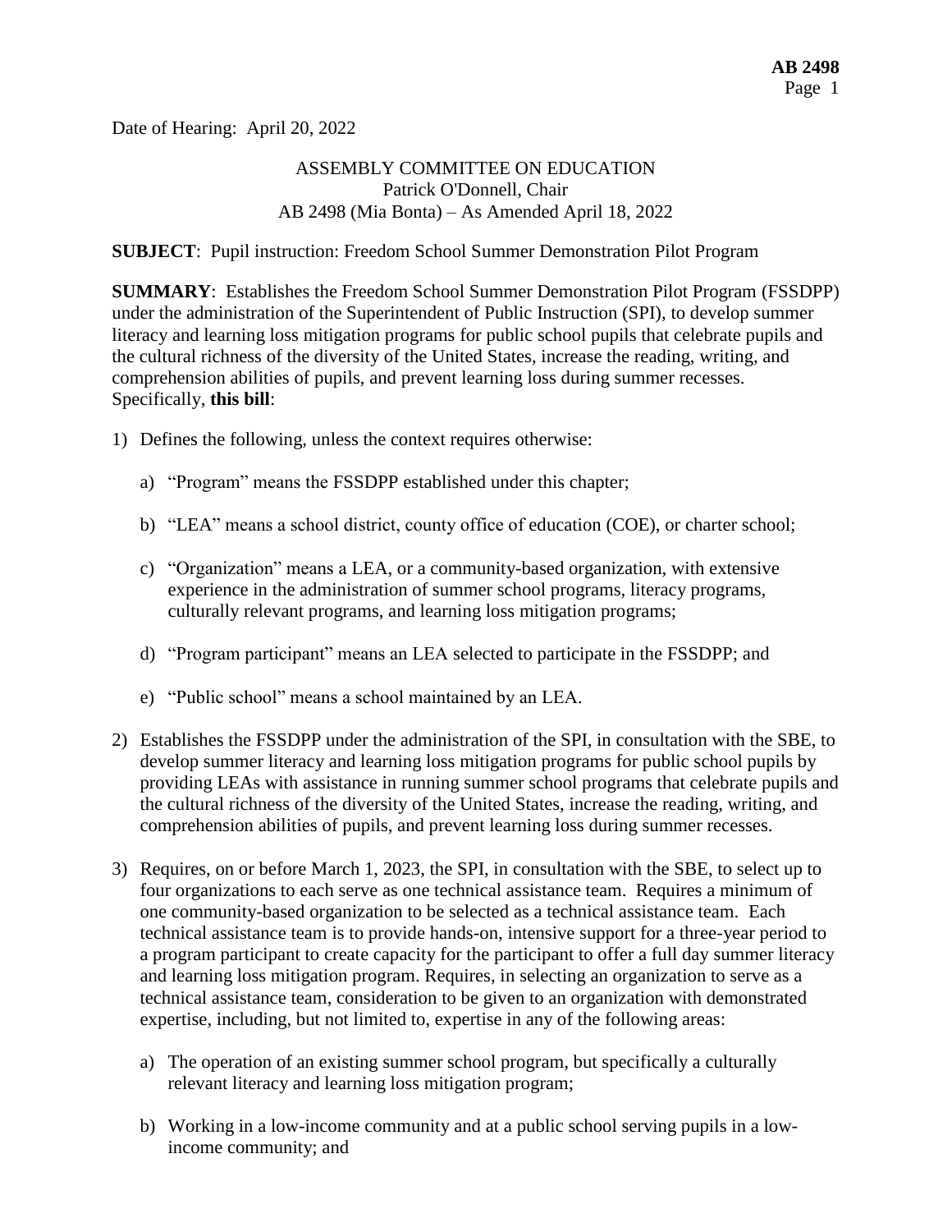Date of Hearing: April 20, 2022

ASSEMBLY COMMITTEE ON EDUCATION
Patrick O'Donnell, Chair
AB 2498 (Mia Bonta) – As Amended April 18, 2022

**SUBJECT**: Pupil instruction: Freedom School Summer Demonstration Pilot Program

**SUMMARY**: Establishes the Freedom School Summer Demonstration Pilot Program (FSSDPP) under the administration of the Superintendent of Public Instruction (SPI), to develop summer literacy and learning loss mitigation programs for public school pupils that celebrate pupils and the cultural richness of the diversity of the United States, increase the reading, writing, and comprehension abilities of pupils, and prevent learning loss during summer recesses. Specifically, **this bill**:

1) Defines the following, unless the context requires otherwise:

   a) "Program" means the FSSDPP established under this chapter;

   b) "LEA" means a school district, county office of education (COE), or charter school;

   c) "Organization" means a LEA, or a community-based organization, with extensive experience in the administration of summer school programs, literacy programs, culturally relevant programs, and learning loss mitigation programs;

   d) "Program participant" means an LEA selected to participate in the FSSDPP; and

   e) "Public school" means a school maintained by an LEA.

2) Establishes the FSSDPP under the administration of the SPI, in consultation with the SBE, to develop summer literacy and learning loss mitigation programs for public school pupils by providing LEAs with assistance in running summer school programs that celebrate pupils and the cultural richness of the diversity of the United States, increase the reading, writing, and comprehension abilities of pupils, and prevent learning loss during summer recesses.

3) Requires, on or before March 1, 2023, the SPI, in consultation with the SBE, to select up to four organizations to each serve as one technical assistance team. Requires a minimum of one community-based organization to be selected as a technical assistance team. Each technical assistance team is to provide hands-on, intensive support for a three-year period to a program participant to create capacity for the participant to offer a full day summer literacy and learning loss mitigation program. Requires, in selecting an organization to serve as a technical assistance team, consideration to be given to an organization with demonstrated expertise, including, but not limited to, expertise in any of the following areas:

   a) The operation of an existing summer school program, but specifically a culturally relevant literacy and learning loss mitigation program;

   b) Working in a low-income community and at a public school serving pupils in a low-income community; and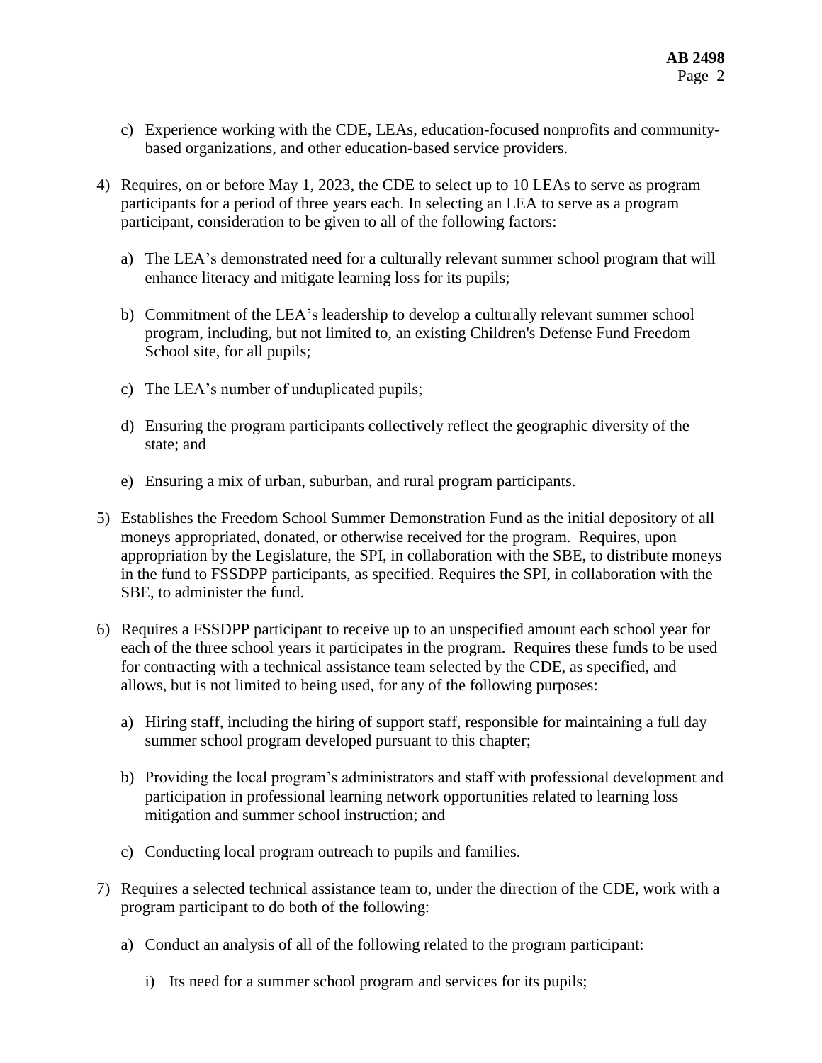c) Experience working with the CDE, LEAs, education-focused nonprofits and community-based organizations, and other education-based service providers.

4) Requires, on or before May 1, 2023, the CDE to select up to 10 LEAs to serve as program participants for a period of three years each. In selecting an LEA to serve as a program participant, consideration to be given to all of the following factors:

   a) The LEA's demonstrated need for a culturally relevant summer school program that will enhance literacy and mitigate learning loss for its pupils;

   b) Commitment of the LEA's leadership to develop a culturally relevant summer school program, including, but not limited to, an existing Children's Defense Fund Freedom School site, for all pupils;

   c) The LEA's number of unduplicated pupils;

   d) Ensuring the program participants collectively reflect the geographic diversity of the state; and

   e) Ensuring a mix of urban, suburban, and rural program participants.

5) Establishes the Freedom School Summer Demonstration Fund as the initial depository of all moneys appropriated, donated, or otherwise received for the program. Requires, upon appropriation by the Legislature, the SPI, in collaboration with the SBE, to distribute moneys in the fund to FSSDPP participants, as specified. Requires the SPI, in collaboration with the SBE, to administer the fund.

6) Requires a FSSDPP participant to receive up to an unspecified amount each school year for each of the three school years it participates in the program. Requires these funds to be used for contracting with a technical assistance team selected by the CDE, as specified, and allows, but is not limited to being used, for any of the following purposes:

   a) Hiring staff, including the hiring of support staff, responsible for maintaining a full day summer school program developed pursuant to this chapter;

   b) Providing the local program's administrators and staff with professional development and participation in professional learning network opportunities related to learning loss mitigation and summer school instruction; and

   c) Conducting local program outreach to pupils and families.

7) Requires a selected technical assistance team to, under the direction of the CDE, work with a program participant to do both of the following:

   a) Conduct an analysis of all of the following related to the program participant:

      i) Its need for a summer school program and services for its pupils;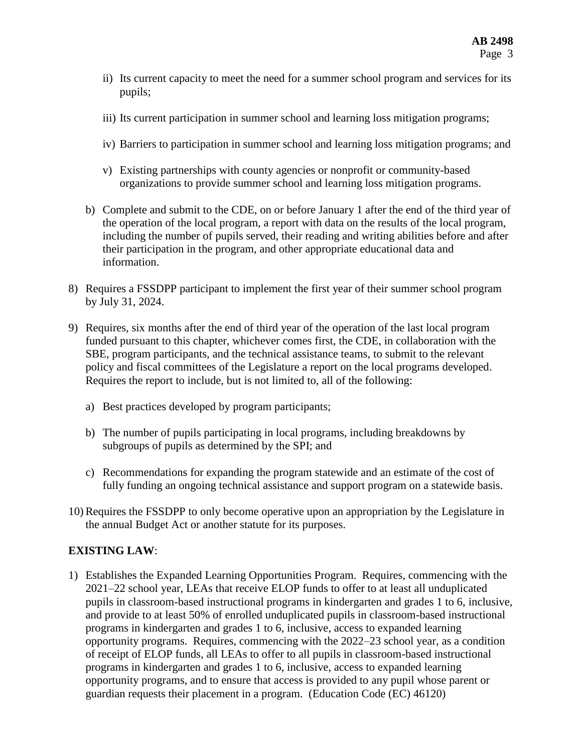ii) Its current capacity to meet the need for a summer school program and services for its pupils;

iii) Its current participation in summer school and learning loss mitigation programs;

iv) Barriers to participation in summer school and learning loss mitigation programs; and

v) Existing partnerships with county agencies or nonprofit or community-based organizations to provide summer school and learning loss mitigation programs.

b) Complete and submit to the CDE, on or before January 1 after the end of the third year of the operation of the local program, a report with data on the results of the local program, including the number of pupils served, their reading and writing abilities before and after their participation in the program, and other appropriate educational data and information.

8) Requires a FSSDPP participant to implement the first year of their summer school program by July 31, 2024.

9) Requires, six months after the end of third year of the operation of the last local program funded pursuant to this chapter, whichever comes first, the CDE, in collaboration with the SBE, program participants, and the technical assistance teams, to submit to the relevant policy and fiscal committees of the Legislature a report on the local programs developed. Requires the report to include, but is not limited to, all of the following:

   a) Best practices developed by program participants;

   b) The number of pupils participating in local programs, including breakdowns by subgroups of pupils as determined by the SPI; and

   c) Recommendations for expanding the program statewide and an estimate of the cost of fully funding an ongoing technical assistance and support program on a statewide basis.

10) Requires the FSSDPP to only become operative upon an appropriation by the Legislature in the annual Budget Act or another statute for its purposes.

**EXISTING LAW**:

1) Establishes the Expanded Learning Opportunities Program. Requires, commencing with the 2021–22 school year, LEAs that receive ELOP funds to offer to at least all unduplicated pupils in classroom-based instructional programs in kindergarten and grades 1 to 6, inclusive, and provide to at least 50% of enrolled unduplicated pupils in classroom-based instructional programs in kindergarten and grades 1 to 6, inclusive, access to expanded learning opportunity programs. Requires, commencing with the 2022–23 school year, as a condition of receipt of ELOP funds, all LEAs to offer to all pupils in classroom-based instructional programs in kindergarten and grades 1 to 6, inclusive, access to expanded learning opportunity programs, and to ensure that access is provided to any pupil whose parent or guardian requests their placement in a program. (Education Code (EC) 46120)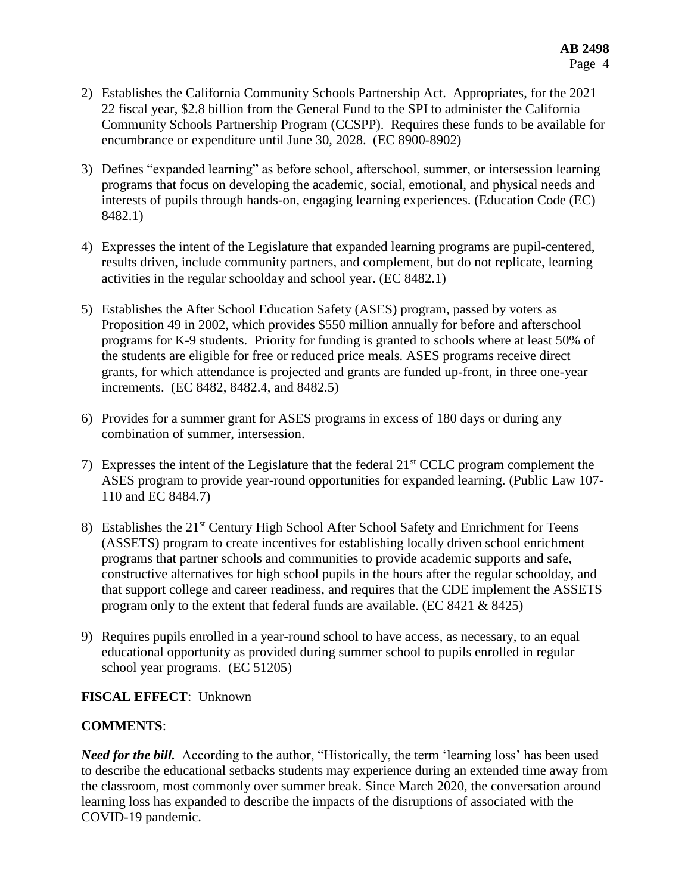2) Establishes the California Community Schools Partnership Act. Appropriates, for the 2021–22 fiscal year, \$2.8 billion from the General Fund to the SPI to administer the California Community Schools Partnership Program (CCSPP). Requires these funds to be available for encumbrance or expenditure until June 30, 2028. (EC 8900-8902)

3) Defines "expanded learning" as before school, afterschool, summer, or intersession learning programs that focus on developing the academic, social, emotional, and physical needs and interests of pupils through hands-on, engaging learning experiences. (Education Code (EC) 8482.1)

4) Expresses the intent of the Legislature that expanded learning programs are pupil-centered, results driven, include community partners, and complement, but do not replicate, learning activities in the regular schoolday and school year. (EC 8482.1)

5) Establishes the After School Education Safety (ASES) program, passed by voters as Proposition 49 in 2002, which provides \$550 million annually for before and afterschool programs for K-9 students. Priority for funding is granted to schools where at least 50% of the students are eligible for free or reduced price meals. ASES programs receive direct grants, for which attendance is projected and grants are funded up-front, in three one-year increments. (EC 8482, 8482.4, and 8482.5)

6) Provides for a summer grant for ASES programs in excess of 180 days or during any combination of summer, intersession.

7) Expresses the intent of the Legislature that the federal 21st CCLC program complement the ASES program to provide year-round opportunities for expanded learning. (Public Law 107-110 and EC 8484.7)

8) Establishes the 21st Century High School After School Safety and Enrichment for Teens (ASSETS) program to create incentives for establishing locally driven school enrichment programs that partner schools and communities to provide academic supports and safe, constructive alternatives for high school pupils in the hours after the regular schoolday, and that support college and career readiness, and requires that the CDE implement the ASSETS program only to the extent that federal funds are available. (EC 8421 & 8425)

9) Requires pupils enrolled in a year-round school to have access, as necessary, to an equal educational opportunity as provided during summer school to pupils enrolled in regular school year programs. (EC 51205)

**FISCAL EFFECT**: Unknown

**COMMENTS**:

***Need for the bill.*** According to the author, "Historically, the term 'learning loss' has been used to describe the educational setbacks students may experience during an extended time away from the classroom, most commonly over summer break. Since March 2020, the conversation around learning loss has expanded to describe the impacts of the disruptions of associated with the COVID-19 pandemic.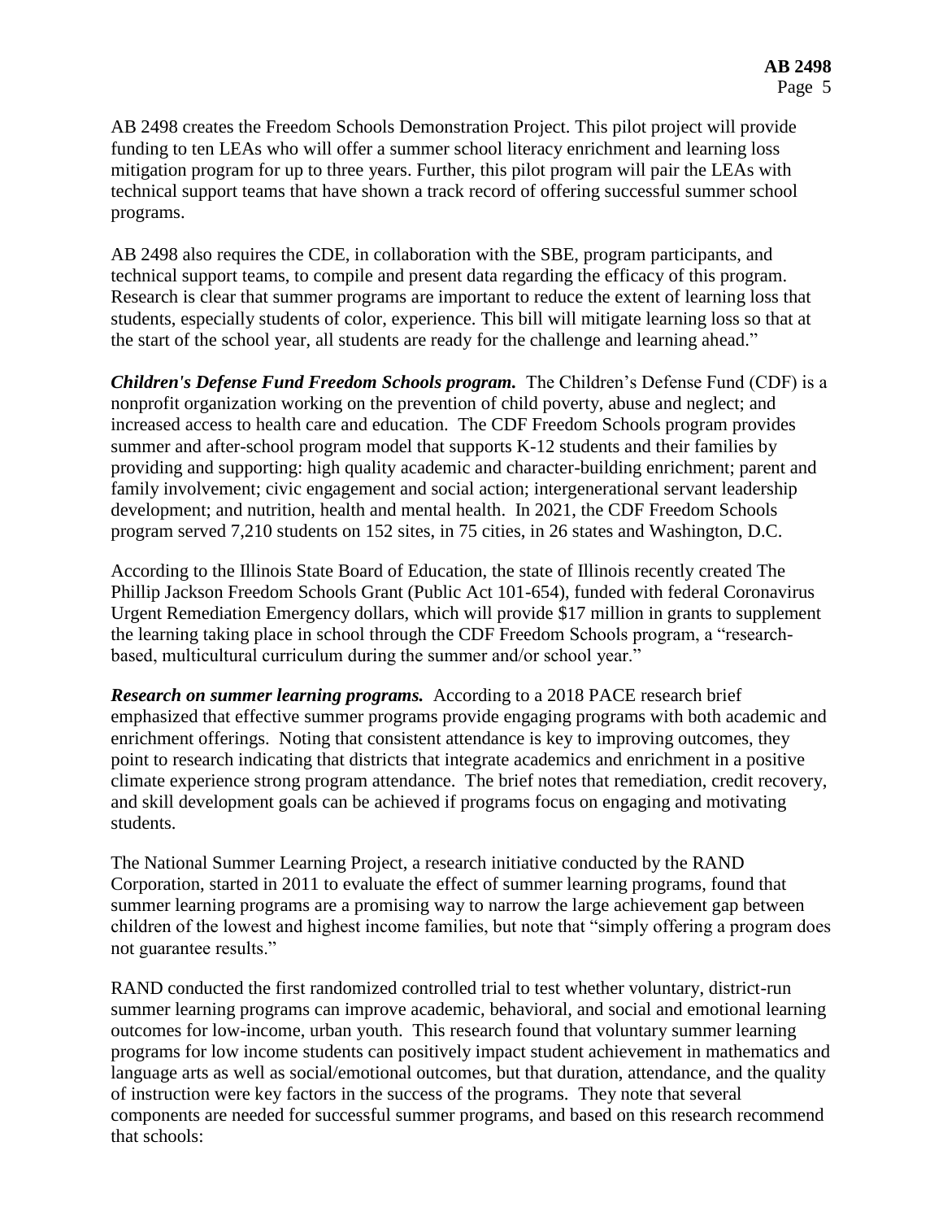AB 2498 creates the Freedom Schools Demonstration Project. This pilot project will provide funding to ten LEAs who will offer a summer school literacy enrichment and learning loss mitigation program for up to three years. Further, this pilot program will pair the LEAs with technical support teams that have shown a track record of offering successful summer school programs.

AB 2498 also requires the CDE, in collaboration with the SBE, program participants, and technical support teams, to compile and present data regarding the efficacy of this program. Research is clear that summer programs are important to reduce the extent of learning loss that students, especially students of color, experience. This bill will mitigate learning loss so that at the start of the school year, all students are ready for the challenge and learning ahead."

***Children's Defense Fund Freedom Schools program.*** The Children's Defense Fund (CDF) is a nonprofit organization working on the prevention of child poverty, abuse and neglect; and increased access to health care and education. The CDF Freedom Schools program provides summer and after-school program model that supports K-12 students and their families by providing and supporting: high quality academic and character-building enrichment; parent and family involvement; civic engagement and social action; intergenerational servant leadership development; and nutrition, health and mental health. In 2021, the CDF Freedom Schools program served 7,210 students on 152 sites, in 75 cities, in 26 states and Washington, D.C.

According to the Illinois State Board of Education, the state of Illinois recently created The Phillip Jackson Freedom Schools Grant (Public Act 101-654), funded with federal Coronavirus Urgent Remediation Emergency dollars, which will provide $17 million in grants to supplement the learning taking place in school through the CDF Freedom Schools program, a "research-based, multicultural curriculum during the summer and/or school year."

***Research on summer learning programs.*** According to a 2018 PACE research brief emphasized that effective summer programs provide engaging programs with both academic and enrichment offerings. Noting that consistent attendance is key to improving outcomes, they point to research indicating that districts that integrate academics and enrichment in a positive climate experience strong program attendance. The brief notes that remediation, credit recovery, and skill development goals can be achieved if programs focus on engaging and motivating students.

The National Summer Learning Project, a research initiative conducted by the RAND Corporation, started in 2011 to evaluate the effect of summer learning programs, found that summer learning programs are a promising way to narrow the large achievement gap between children of the lowest and highest income families, but note that "simply offering a program does not guarantee results."

RAND conducted the first randomized controlled trial to test whether voluntary, district-run summer learning programs can improve academic, behavioral, and social and emotional learning outcomes for low-income, urban youth. This research found that voluntary summer learning programs for low income students can positively impact student achievement in mathematics and language arts as well as social/emotional outcomes, but that duration, attendance, and the quality of instruction were key factors in the success of the programs. They note that several components are needed for successful summer programs, and based on this research recommend that schools: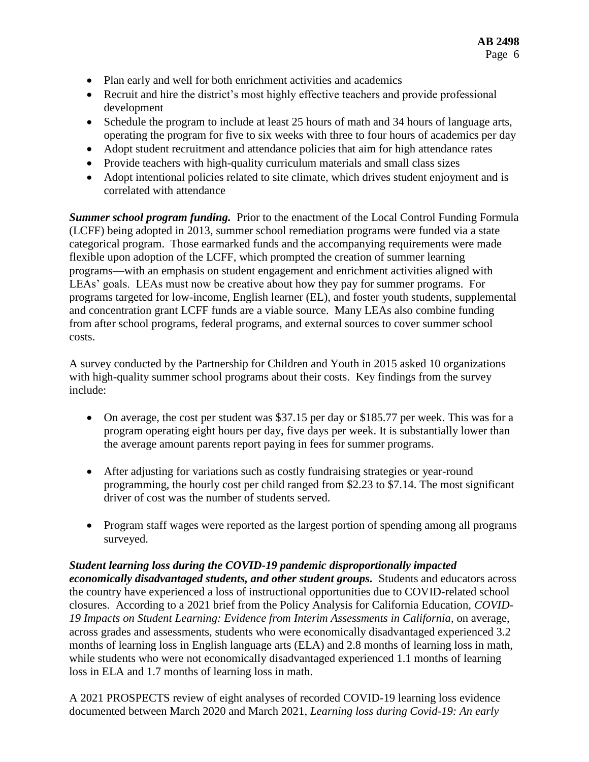- Plan early and well for both enrichment activities and academics
- Recruit and hire the district's most highly effective teachers and provide professional development
- Schedule the program to include at least 25 hours of math and 34 hours of language arts, operating the program for five to six weeks with three to four hours of academics per day
- Adopt student recruitment and attendance policies that aim for high attendance rates
- Provide teachers with high-quality curriculum materials and small class sizes
- Adopt intentional policies related to site climate, which drives student enjoyment and is correlated with attendance

***Summer school program funding.*** Prior to the enactment of the Local Control Funding Formula (LCFF) being adopted in 2013, summer school remediation programs were funded via a state categorical program. Those earmarked funds and the accompanying requirements were made flexible upon adoption of the LCFF, which prompted the creation of summer learning programs—with an emphasis on student engagement and enrichment activities aligned with LEAs' goals. LEAs must now be creative about how they pay for summer programs. For programs targeted for low-income, English learner (EL), and foster youth students, supplemental and concentration grant LCFF funds are a viable source. Many LEAs also combine funding from after school programs, federal programs, and external sources to cover summer school costs.

A survey conducted by the Partnership for Children and Youth in 2015 asked 10 organizations with high-quality summer school programs about their costs. Key findings from the survey include:

- On average, the cost per student was $37.15 per day or $185.77 per week. This was for a program operating eight hours per day, five days per week. It is substantially lower than the average amount parents report paying in fees for summer programs.

- After adjusting for variations such as costly fundraising strategies or year-round programming, the hourly cost per child ranged from $2.23 to $7.14. The most significant driver of cost was the number of students served.

- Program staff wages were reported as the largest portion of spending among all programs surveyed.

***Student learning loss during the COVID-19 pandemic disproportionally impacted economically disadvantaged students, and other student groups.*** Students and educators across the country have experienced a loss of instructional opportunities due to COVID-related school closures. According to a 2021 brief from the Policy Analysis for California Education, *COVID-19 Impacts on Student Learning: Evidence from Interim Assessments in California*, on average, across grades and assessments, students who were economically disadvantaged experienced 3.2 months of learning loss in English language arts (ELA) and 2.8 months of learning loss in math, while students who were not economically disadvantaged experienced 1.1 months of learning loss in ELA and 1.7 months of learning loss in math.

A 2021 PROSPECTS review of eight analyses of recorded COVID-19 learning loss evidence documented between March 2020 and March 2021, *Learning loss during Covid-19: An early*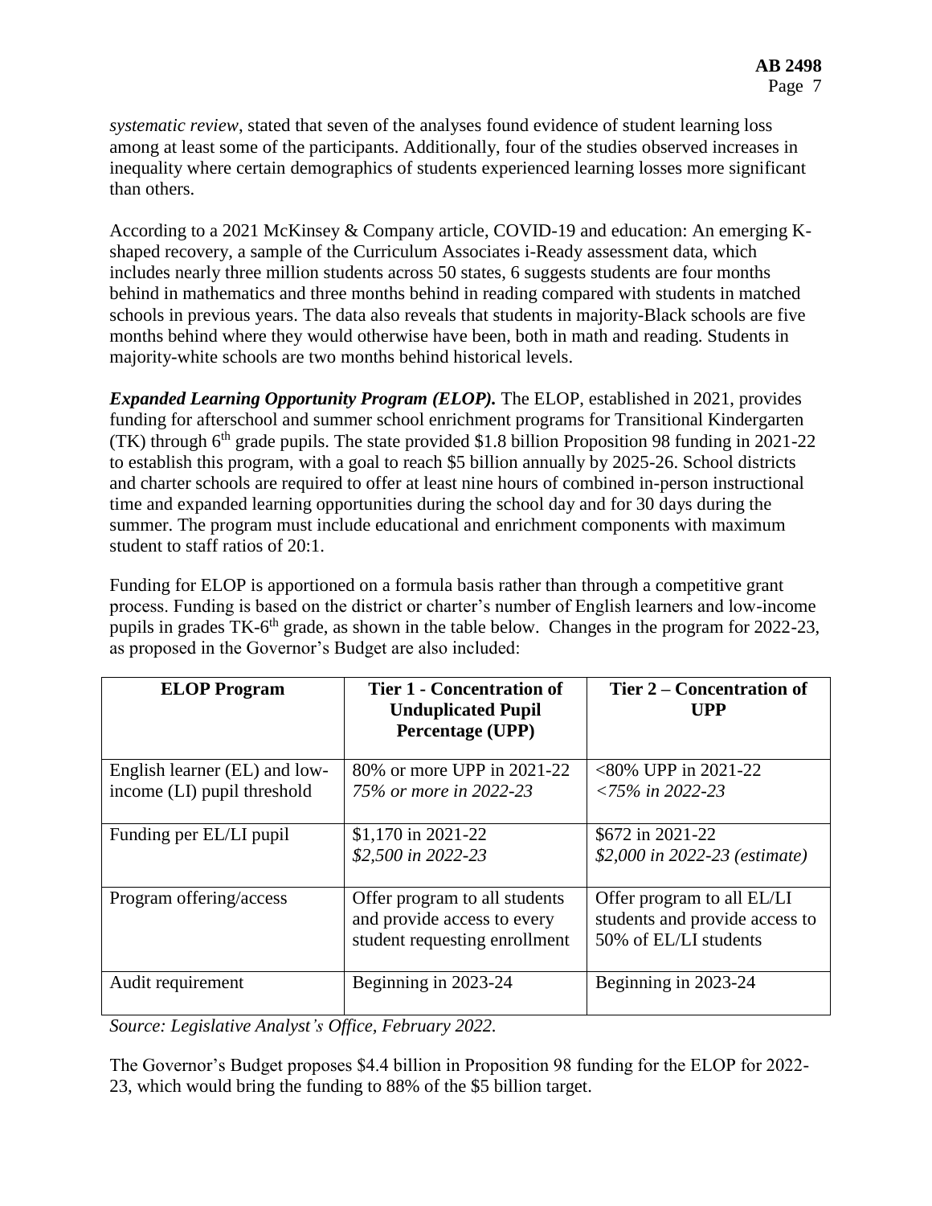*systematic review*, stated that seven of the analyses found evidence of student learning loss among at least some of the participants. Additionally, four of the studies observed increases in inequality where certain demographics of students experienced learning losses more significant than others.

According to a 2021 McKinsey & Company article, COVID-19 and education: An emerging K-shaped recovery, a sample of the Curriculum Associates i-Ready assessment data, which includes nearly three million students across 50 states, 6 suggests students are four months behind in mathematics and three months behind in reading compared with students in matched schools in previous years. The data also reveals that students in majority-Black schools are five months behind where they would otherwise have been, both in math and reading. Students in majority-white schools are two months behind historical levels.

***Expanded Learning Opportunity Program (ELOP).*** The ELOP, established in 2021, provides funding for afterschool and summer school enrichment programs for Transitional Kindergarten (TK) through 6th grade pupils. The state provided $1.8 billion Proposition 98 funding in 2021-22 to establish this program, with a goal to reach $5 billion annually by 2025-26. School districts and charter schools are required to offer at least nine hours of combined in-person instructional time and expanded learning opportunities during the school day and for 30 days during the summer. The program must include educational and enrichment components with maximum student to staff ratios of 20:1.

Funding for ELOP is apportioned on a formula basis rather than through a competitive grant process. Funding is based on the district or charter's number of English learners and low-income pupils in grades TK-6th grade, as shown in the table below. Changes in the program for 2022-23, as proposed in the Governor's Budget are also included:

| ELOP Program | Tier 1 - Concentration of Unduplicated Pupil Percentage (UPP) | Tier 2 – Concentration of UPP |
|---|---|---|
| English learner (EL) and low-income (LI) pupil threshold | 80% or more UPP in 2021-22<br>*75% or more in 2022-23* | <80% UPP in 2021-22<br>*<75% in 2022-23* |
| Funding per EL/LI pupil | $1,170 in 2021-22<br>*$2,500 in 2022-23* | $672 in 2021-22<br>*$2,000 in 2022-23 (estimate)* |
| Program offering/access | Offer program to all students and provide access to every student requesting enrollment | Offer program to all EL/LI students and provide access to 50% of EL/LI students |
| Audit requirement | Beginning in 2023-24 | Beginning in 2023-24 |

*Source: Legislative Analyst's Office, February 2022.*

The Governor's Budget proposes $4.4 billion in Proposition 98 funding for the ELOP for 2022-23, which would bring the funding to 88% of the $5 billion target.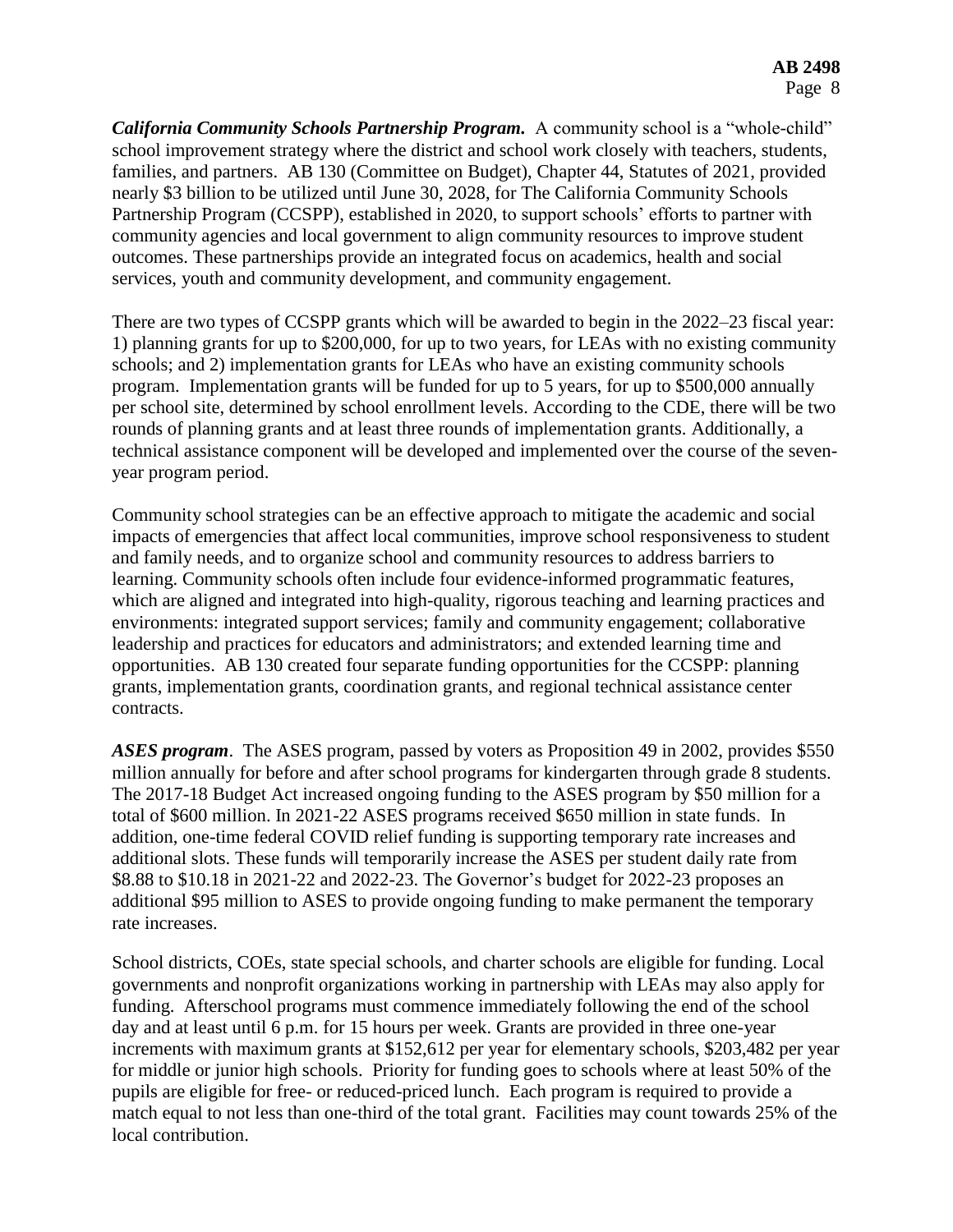***California Community Schools Partnership Program.*** A community school is a "whole-child" school improvement strategy where the district and school work closely with teachers, students, families, and partners. AB 130 (Committee on Budget), Chapter 44, Statutes of 2021, provided nearly $3 billion to be utilized until June 30, 2028, for The California Community Schools Partnership Program (CCSPP), established in 2020, to support schools' efforts to partner with community agencies and local government to align community resources to improve student outcomes. These partnerships provide an integrated focus on academics, health and social services, youth and community development, and community engagement.

There are two types of CCSPP grants which will be awarded to begin in the 2022–23 fiscal year: 1) planning grants for up to $200,000, for up to two years, for LEAs with no existing community schools; and 2) implementation grants for LEAs who have an existing community schools program. Implementation grants will be funded for up to 5 years, for up to $500,000 annually per school site, determined by school enrollment levels. According to the CDE, there will be two rounds of planning grants and at least three rounds of implementation grants. Additionally, a technical assistance component will be developed and implemented over the course of the seven-year program period.

Community school strategies can be an effective approach to mitigate the academic and social impacts of emergencies that affect local communities, improve school responsiveness to student and family needs, and to organize school and community resources to address barriers to learning. Community schools often include four evidence-informed programmatic features, which are aligned and integrated into high-quality, rigorous teaching and learning practices and environments: integrated support services; family and community engagement; collaborative leadership and practices for educators and administrators; and extended learning time and opportunities. AB 130 created four separate funding opportunities for the CCSPP: planning grants, implementation grants, coordination grants, and regional technical assistance center contracts.

***ASES program***. The ASES program, passed by voters as Proposition 49 in 2002, provides $550 million annually for before and after school programs for kindergarten through grade 8 students. The 2017-18 Budget Act increased ongoing funding to the ASES program by $50 million for a total of $600 million. In 2021-22 ASES programs received $650 million in state funds. In addition, one-time federal COVID relief funding is supporting temporary rate increases and additional slots. These funds will temporarily increase the ASES per student daily rate from $8.88 to $10.18 in 2021-22 and 2022-23. The Governor's budget for 2022-23 proposes an additional $95 million to ASES to provide ongoing funding to make permanent the temporary rate increases.

School districts, COEs, state special schools, and charter schools are eligible for funding. Local governments and nonprofit organizations working in partnership with LEAs may also apply for funding. Afterschool programs must commence immediately following the end of the school day and at least until 6 p.m. for 15 hours per week. Grants are provided in three one-year increments with maximum grants at $152,612 per year for elementary schools, $203,482 per year for middle or junior high schools. Priority for funding goes to schools where at least 50% of the pupils are eligible for free- or reduced-priced lunch. Each program is required to provide a match equal to not less than one-third of the total grant. Facilities may count towards 25% of the local contribution.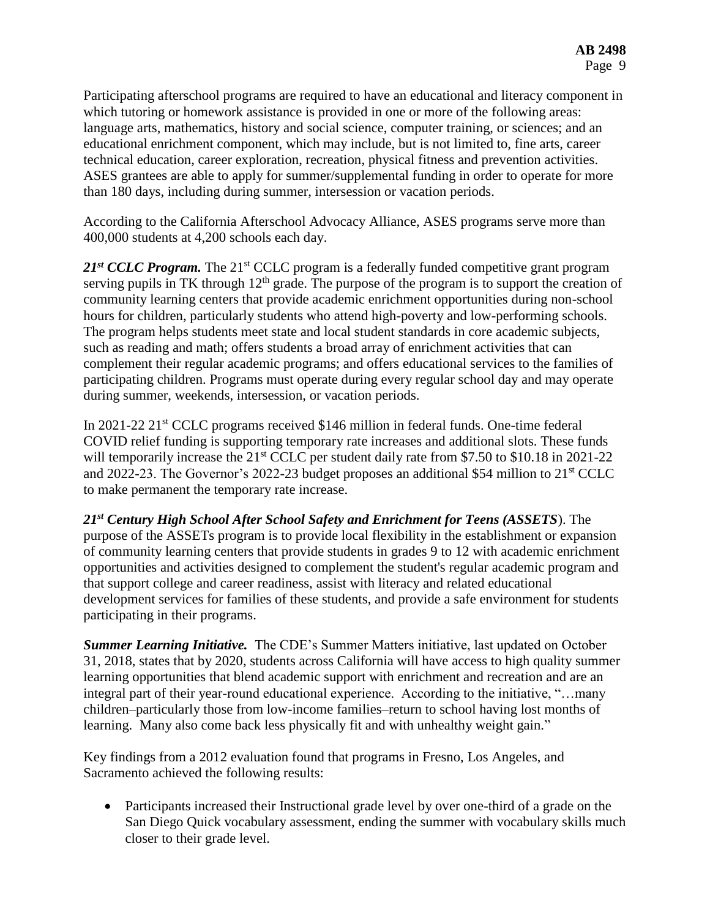Participating afterschool programs are required to have an educational and literacy component in which tutoring or homework assistance is provided in one or more of the following areas: language arts, mathematics, history and social science, computer training, or sciences; and an educational enrichment component, which may include, but is not limited to, fine arts, career technical education, career exploration, recreation, physical fitness and prevention activities. ASES grantees are able to apply for summer/supplemental funding in order to operate for more than 180 days, including during summer, intersession or vacation periods.

According to the California Afterschool Advocacy Alliance, ASES programs serve more than 400,000 students at 4,200 schools each day.

***21st CCLC Program.*** The 21st CCLC program is a federally funded competitive grant program serving pupils in TK through 12th grade. The purpose of the program is to support the creation of community learning centers that provide academic enrichment opportunities during non-school hours for children, particularly students who attend high-poverty and low-performing schools. The program helps students meet state and local student standards in core academic subjects, such as reading and math; offers students a broad array of enrichment activities that can complement their regular academic programs; and offers educational services to the families of participating children. Programs must operate during every regular school day and may operate during summer, weekends, intersession, or vacation periods.

In 2021-22 21st CCLC programs received $146 million in federal funds. One-time federal COVID relief funding is supporting temporary rate increases and additional slots. These funds will temporarily increase the 21st CCLC per student daily rate from $7.50 to $10.18 in 2021-22 and 2022-23. The Governor's 2022-23 budget proposes an additional $54 million to 21st CCLC to make permanent the temporary rate increase.

***21st Century High School After School Safety and Enrichment for Teens (ASSETS)***. The purpose of the ASSETs program is to provide local flexibility in the establishment or expansion of community learning centers that provide students in grades 9 to 12 with academic enrichment opportunities and activities designed to complement the student's regular academic program and that support college and career readiness, assist with literacy and related educational development services for families of these students, and provide a safe environment for students participating in their programs.

***Summer Learning Initiative.*** The CDE's Summer Matters initiative, last updated on October 31, 2018, states that by 2020, students across California will have access to high quality summer learning opportunities that blend academic support with enrichment and recreation and are an integral part of their year-round educational experience. According to the initiative, "…many children–particularly those from low-income families–return to school having lost months of learning. Many also come back less physically fit and with unhealthy weight gain."

Key findings from a 2012 evaluation found that programs in Fresno, Los Angeles, and Sacramento achieved the following results:

- Participants increased their Instructional grade level by over one-third of a grade on the San Diego Quick vocabulary assessment, ending the summer with vocabulary skills much closer to their grade level.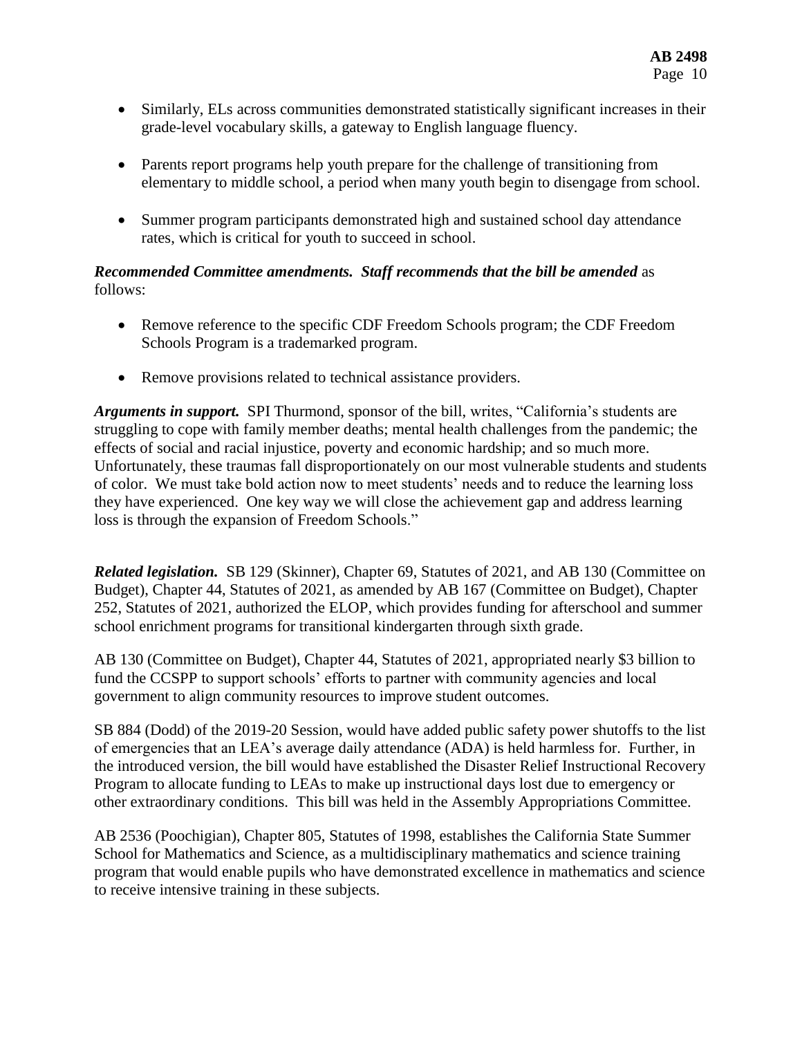- Similarly, ELs across communities demonstrated statistically significant increases in their grade-level vocabulary skills, a gateway to English language fluency.
- Parents report programs help youth prepare for the challenge of transitioning from elementary to middle school, a period when many youth begin to disengage from school.
- Summer program participants demonstrated high and sustained school day attendance rates, which is critical for youth to succeed in school.

***Recommended Committee amendments. Staff recommends that the bill be amended*** as follows:

- Remove reference to the specific CDF Freedom Schools program; the CDF Freedom Schools Program is a trademarked program.
- Remove provisions related to technical assistance providers.

***Arguments in support.*** SPI Thurmond, sponsor of the bill, writes, "California's students are struggling to cope with family member deaths; mental health challenges from the pandemic; the effects of social and racial injustice, poverty and economic hardship; and so much more. Unfortunately, these traumas fall disproportionately on our most vulnerable students and students of color. We must take bold action now to meet students' needs and to reduce the learning loss they have experienced. One key way we will close the achievement gap and address learning loss is through the expansion of Freedom Schools."

***Related legislation.*** SB 129 (Skinner), Chapter 69, Statutes of 2021, and AB 130 (Committee on Budget), Chapter 44, Statutes of 2021, as amended by AB 167 (Committee on Budget), Chapter 252, Statutes of 2021, authorized the ELOP, which provides funding for afterschool and summer school enrichment programs for transitional kindergarten through sixth grade.

AB 130 (Committee on Budget), Chapter 44, Statutes of 2021, appropriated nearly $3 billion to fund the CCSPP to support schools' efforts to partner with community agencies and local government to align community resources to improve student outcomes.

SB 884 (Dodd) of the 2019-20 Session, would have added public safety power shutoffs to the list of emergencies that an LEA's average daily attendance (ADA) is held harmless for. Further, in the introduced version, the bill would have established the Disaster Relief Instructional Recovery Program to allocate funding to LEAs to make up instructional days lost due to emergency or other extraordinary conditions. This bill was held in the Assembly Appropriations Committee.

AB 2536 (Poochigian), Chapter 805, Statutes of 1998, establishes the California State Summer School for Mathematics and Science, as a multidisciplinary mathematics and science training program that would enable pupils who have demonstrated excellence in mathematics and science to receive intensive training in these subjects.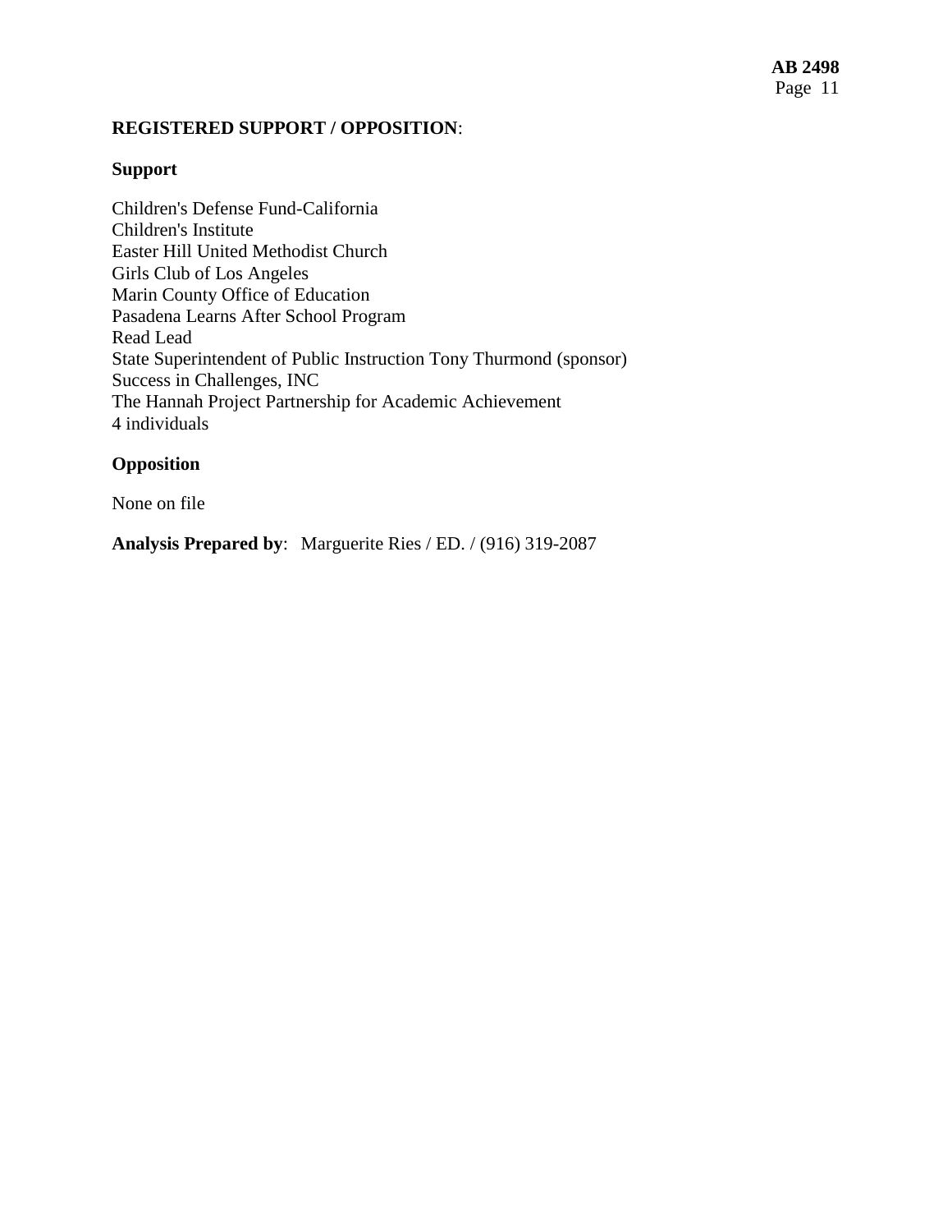**REGISTERED SUPPORT / OPPOSITION**:

**Support**

Children's Defense Fund-California
Children's Institute
Easter Hill United Methodist Church
Girls Club of Los Angeles
Marin County Office of Education
Pasadena Learns After School Program
Read Lead
State Superintendent of Public Instruction Tony Thurmond (sponsor)
Success in Challenges, INC
The Hannah Project Partnership for Academic Achievement
4 individuals

**Opposition**

None on file

**Analysis Prepared by**: Marguerite Ries / ED. / (916) 319-2087